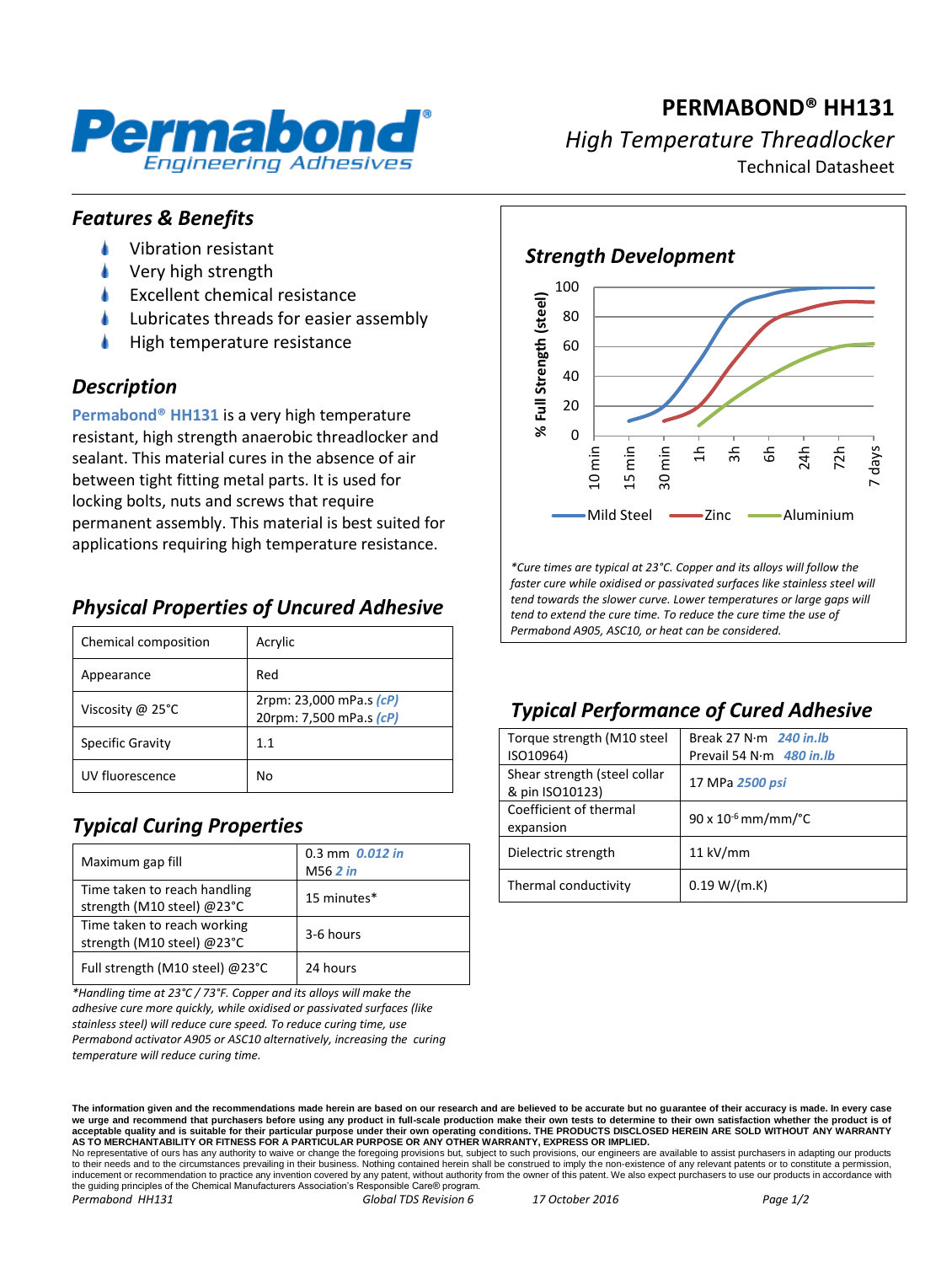# PERMABOND® HH131

*High Temperature Threadlocker*

Technical Datasheet

## *Features & Benefits*

- Vibration resistant
- Very high strength
- Excellent chemical resistance
- Lubricates threads for easier assembly
- High temperature resistance

## *Description*

**Permabond® HH131** is a very high temperature resistant, high strength anaerobic threadlocker and sealant. This material cures in the absence of air between tight fitting metal parts. It is used for locking bolts, nuts and screws that require permanent assembly. This material is best suited for applications requiring high temperature resistance.

## *Physical Properties of Uncured Adhesive*

| Property | Value |
|---|---|
| Chemical composition | Acrylic |
| Appearance | Red |
| Viscosity @ 25°C | 2rpm: 23,000 mPa.s *(cP)*<br>20rpm: 7,500 mPa.s *(cP)* |
| Specific Gravity | 1.1 |
| UV fluorescence | No |

## *Typical Curing Properties*

| Property | Value |
|---|---|
| Maximum gap fill | 0.3 mm *0.012 in*<br>M56 *2 in* |
| Time taken to reach handling strength (M10 steel) @23°C | 15 minutes* |
| Time taken to reach working strength (M10 steel) @23°C | 3-6 hours |
| Full strength (M10 steel) @23°C | 24 hours |

*\*Handling time at 23°C / 73°F. Copper and its alloys will make the adhesive cure more quickly, while oxidised or passivated surfaces (like stainless steel) will reduce cure speed. To reduce curing time, use Permabond activator A905 or ASC10 alternatively, increasing the curing temperature will reduce curing time.*

## *Strength Development*

% Full Strength (steel) vs. time (10 min, 15 min, 30 min, 1h, 3h, 6h, 24h, 72h, 7 days) — Mild Steel, Zinc, Aluminium

*\*Cure times are typical at 23°C. Copper and its alloys will follow the faster cure while oxidised or passivated surfaces like stainless steel will tend towards the slower curve. Lower temperatures or large gaps will tend to extend the cure time. To reduce the cure time the use of Permabond A905, ASC10, or heat can be considered.*

## *Typical Performance of Cured Adhesive*

| Property | Value |
|---|---|
| Torque strength (M10 steel ISO10964) | Break 27 N·m *240 in.lb*<br>Prevail 54 N·m *480 in.lb* |
| Shear strength (steel collar & pin ISO10123) | 17 MPa *2500 psi* |
| Coefficient of thermal expansion | $90 \times 10^{-6}$ mm/mm/°C |
| Dielectric strength | 11 kV/mm |
| Thermal conductivity | 0.19 W/(m.K) |

**The information given and the recommendations made herein are based on our research and are believed to be accurate but no guarantee of their accuracy is made. In every case we urge and recommend that purchasers before using any product in full-scale production make their own tests to determine to their own satisfaction whether the product is of acceptable quality and is suitable for their particular purpose under their own operating conditions. THE PRODUCTS DISCLOSED HEREIN ARE SOLD WITHOUT ANY WARRANTY AS TO MERCHANTABILITY OR FITNESS FOR A PARTICULAR PURPOSE OR ANY OTHER WARRANTY, EXPRESS OR IMPLIED.**
No representative of ours has any authority to waive or change the foregoing provisions but, subject to such provisions, our engineers are available to assist purchasers in adapting our products to their needs and to the circumstances prevailing in their business. Nothing contained herein shall be construed to imply the non-existence of any relevant patents or to constitute a permission, inducement or recommendation to practice any invention covered by any patent, without authority from the owner of this patent. We also expect purchasers to use our products in accordance with the guiding principles of the Chemical Manufacturers Association's Responsible Care® program.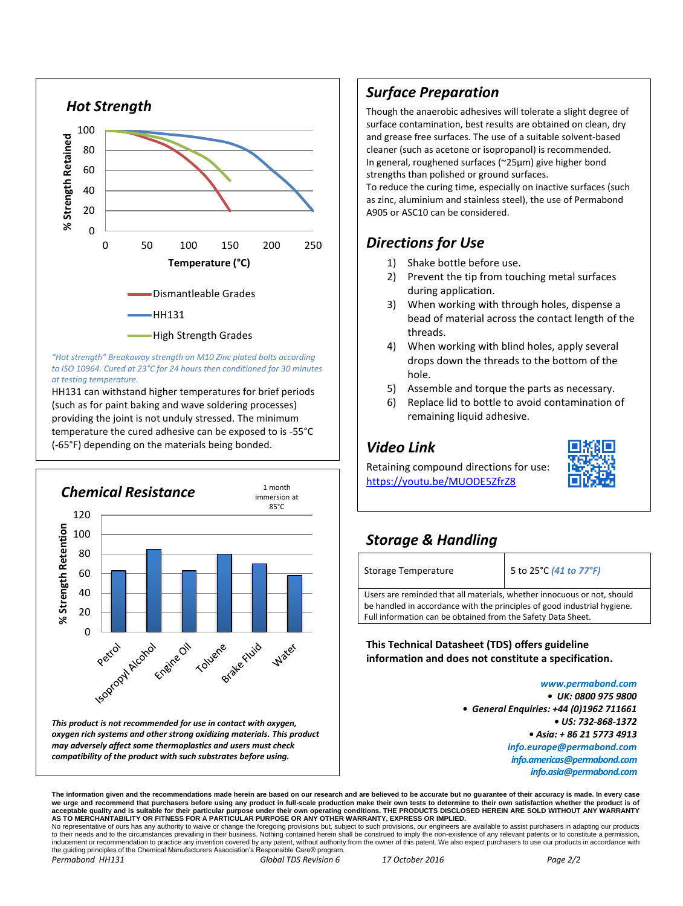## Hot Strength

100
80
60
40
20
0
% Strength Retained
0
50
100
150
200
250
Temperature (°C)

Dismantleable Grades
HH131
High Strength Grades

*"Hot strength" Breakaway strength on M10 Zinc plated bolts according to ISO 10964. Cured at 23°C for 24 hours then conditioned for 30 minutes at testing temperature.*

HH131 can withstand higher temperatures for brief periods (such as for paint baking and wave soldering processes) providing the joint is not unduly stressed. The minimum temperature the cured adhesive can be exposed to is -55°C (-65°F) depending on the materials being bonded.

## Chemical Resistance

1 month immersion at 85°C

120
100
80
60
40
20
0
% Strength Retention
Petrol
Isopropyl Alcohol
Engine Oil
Toluene
Brake Fluid
Water

***This product is not recommended for use in contact with oxygen, oxygen rich systems and other strong oxidizing materials. This product may adversely affect some thermoplastics and users must check compatibility of the product with such substrates before using.***

## Surface Preparation

Though the anaerobic adhesives will tolerate a slight degree of surface contamination, best results are obtained on clean, dry and grease free surfaces. The use of a suitable solvent-based cleaner (such as acetone or isopropanol) is recommended.
In general, roughened surfaces (~25µm) give higher bond strengths than polished or ground surfaces.
To reduce the curing time, especially on inactive surfaces (such as zinc, aluminium and stainless steel), the use of Permabond A905 or ASC10 can be considered.

## Directions for Use

1) Shake bottle before use.
2) Prevent the tip from touching metal surfaces during application.
3) When working with through holes, dispense a bead of material across the contact length of the threads.
4) When working with blind holes, apply several drops down the threads to the bottom of the hole.
5) Assemble and torque the parts as necessary.
6) Replace lid to bottle to avoid contamination of remaining liquid adhesive.

## Video Link

Retaining compound directions for use:
https://youtu.be/MUODE5ZfrZ8

## Storage & Handling

| | |
|---|---|
| Storage Temperature | 5 to 25°C *(41 to 77°F)* |
| Users are reminded that all materials, whether innocuous or not, should be handled in accordance with the principles of good industrial hygiene. Full information can be obtained from the Safety Data Sheet. | |

**This Technical Datasheet (TDS) offers guideline information and does not constitute a specification.**

***www.permabond.com***
***• UK: 0800 975 9800***
***• General Enquiries: +44 (0)1962 711661***
***• US: 732-868-1372***
***• Asia: + 86 21 5773 4913***
***info.europe@permabond.com***
***info.americas@permabond.com***
***info.asia@permabond.com***

**The information given and the recommendations made herein are based on our research and are believed to be accurate but no guarantee of their accuracy is made. In every case we urge and recommend that purchasers before using any product in full-scale production make their own tests to determine to their own satisfaction whether the product is of acceptable quality and is suitable for their particular purpose under their own operating conditions. THE PRODUCTS DISCLOSED HEREIN ARE SOLD WITHOUT ANY WARRANTY AS TO MERCHANTABILITY OR FITNESS FOR A PARTICULAR PURPOSE OR ANY OTHER WARRANTY, EXPRESS OR IMPLIED.**
No representative of ours has any authority to waive or change the foregoing provisions but, subject to such provisions, our engineers are available to assist purchasers in adapting our products to their needs and to the circumstances prevailing in their business. Nothing contained herein shall be construed to imply the non-existence of any relevant patents or to constitute a permission, inducement or recommendation to practice any invention covered by any patent, without authority from the owner of this patent. We also expect purchasers to use our products in accordance with the guiding principles of the Chemical Manufacturers Association's Responsible Care® program.

*Permabond HH131* *Global TDS Revision 6* *17 October 2016*